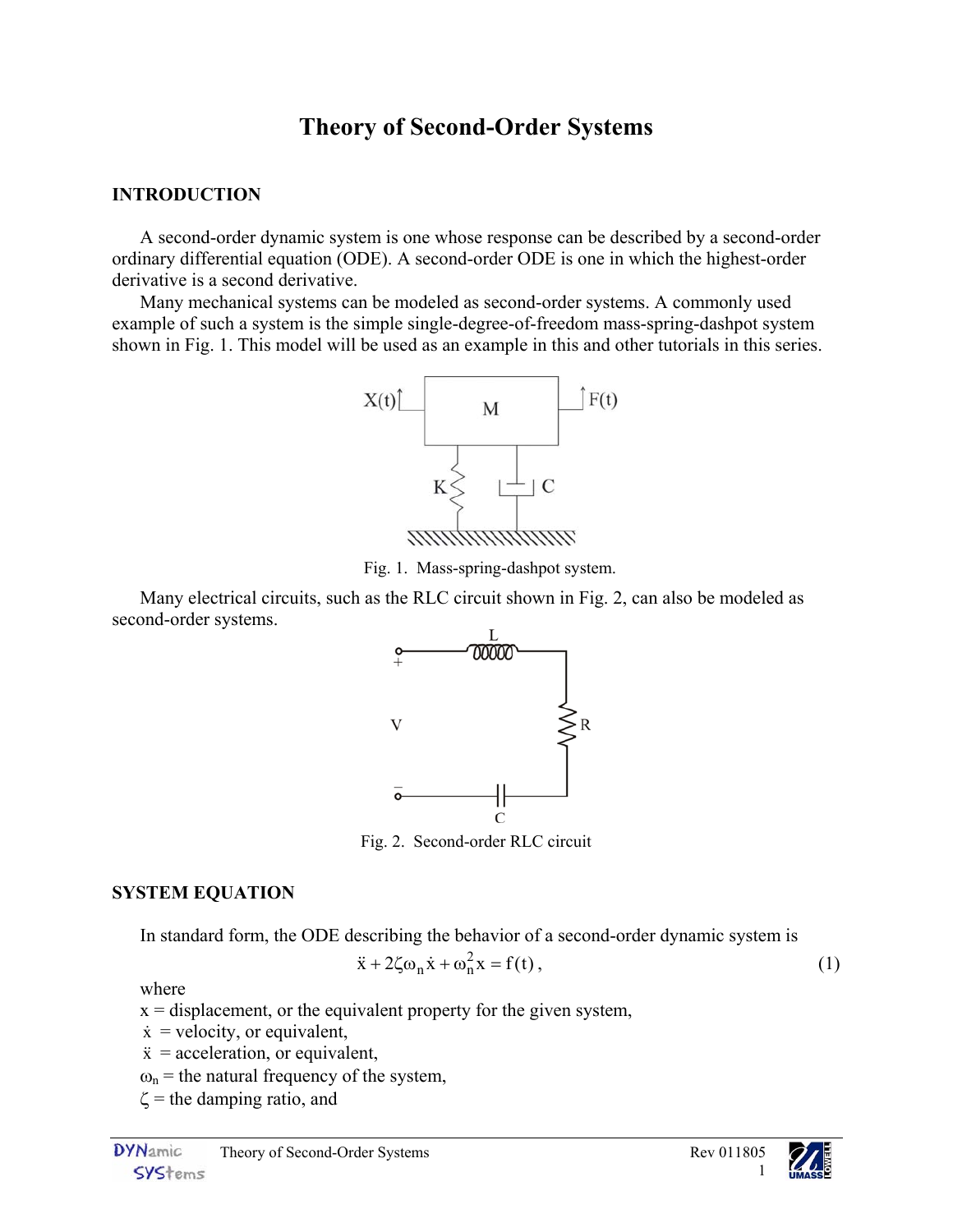# Theory of Second-Order Systems

## INTRODUCTION

A second-order dynamic system is one whose response can be described by a second-order ordinary differential equation (ODE). A second-order ODE is one in which the highest-order derivative is a second derivative.

Many mechanical systems can be modeled as second-order systems. A commonly used example of such a system is the simple single-degree-of-freedom mass-spring-dashpot system shown in Fig. 1. This model will be used as an example in this and other tutorials in this series.

Fig. 1. Mass-spring-dashpot system.

Many electrical circuits, such as the RLC circuit shown in Fig. 2, can also be modeled as second-order systems.

Fig. 2. Second-order RLC circuit

## SYSTEM EQUATION

In standard form, the ODE describing the behavior of a second-order dynamic system is

$$\ddot{x} + 2\zeta\omega_n\dot{x} + \omega_n^2 x = f(t)\,, \tag{1}$$

where

$x$ = displacement, or the equivalent property for the given system,

$\dot{x}$ = velocity, or equivalent,

$\ddot{x}$ = acceleration, or equivalent,

$\omega_n$ = the natural frequency of the system,

$\zeta$ = the damping ratio, and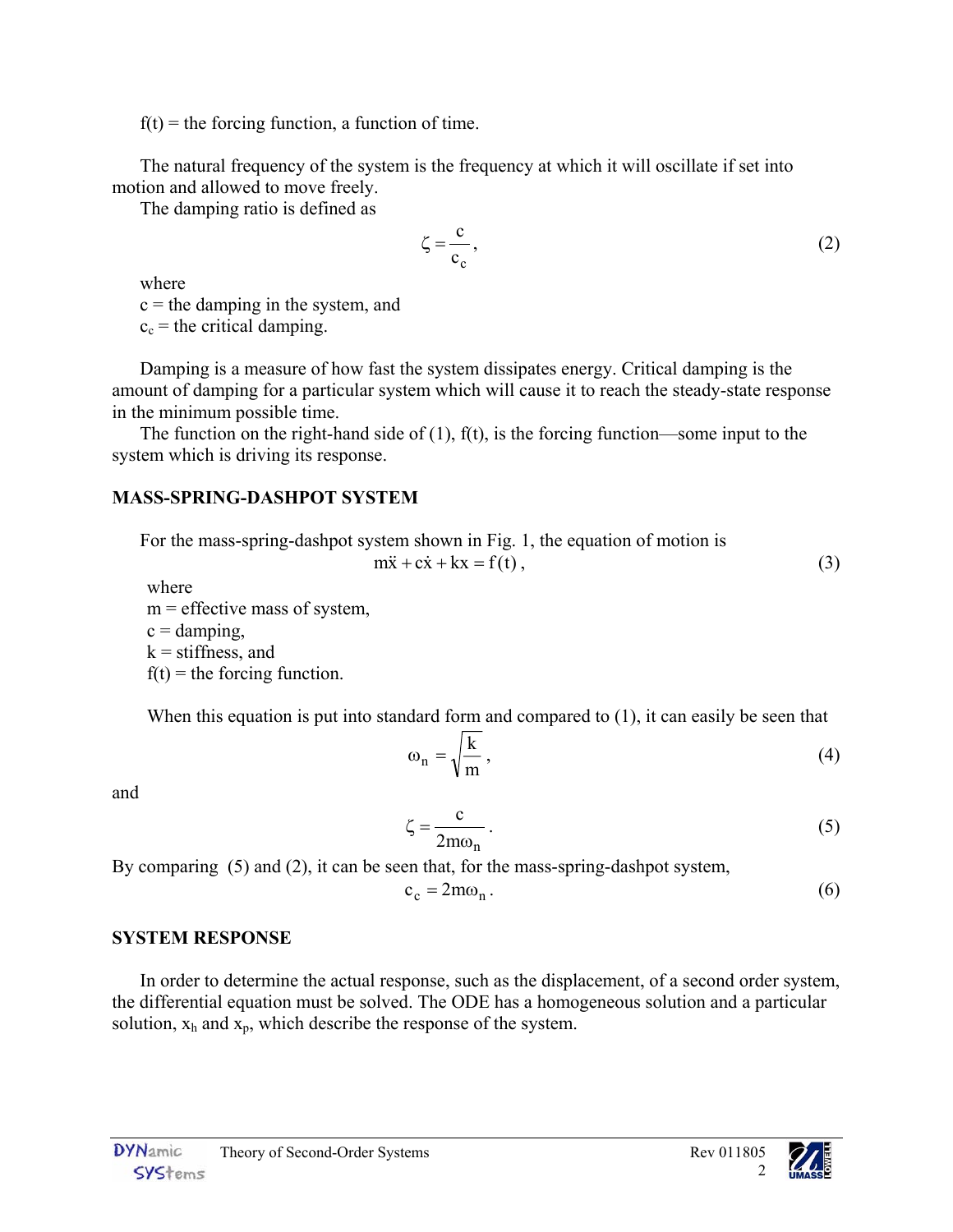f(t) = the forcing function, a function of time.

The natural frequency of the system is the frequency at which it will oscillate if set into motion and allowed to move freely.

The damping ratio is defined as

$$\zeta = \frac{c}{c_c}, \tag{2}$$

where

c = the damping in the system, and

$c_c$ = the critical damping.

Damping is a measure of how fast the system dissipates energy. Critical damping is the amount of damping for a particular system which will cause it to reach the steady-state response in the minimum possible time.

The function on the right-hand side of (1), f(t), is the forcing function—some input to the system which is driving its response.

## MASS-SPRING-DASHPOT SYSTEM

For the mass-spring-dashpot system shown in Fig. 1, the equation of motion is

$$m\ddot{x} + c\dot{x} + kx = f(t), \tag{3}$$

where

m = effective mass of system,

c = damping,

k = stiffness, and

f(t) = the forcing function.

When this equation is put into standard form and compared to (1), it can easily be seen that

$$\omega_n = \sqrt{\frac{k}{m}}, \tag{4}$$

and

$$\zeta = \frac{c}{2m\omega_n}. \tag{5}$$

By comparing (5) and (2), it can be seen that, for the mass-spring-dashpot system,

$$c_c = 2m\omega_n. \tag{6}$$

## SYSTEM RESPONSE

In order to determine the actual response, such as the displacement, of a second order system, the differential equation must be solved. The ODE has a homogeneous solution and a particular solution, $x_h$ and $x_p$, which describe the response of the system.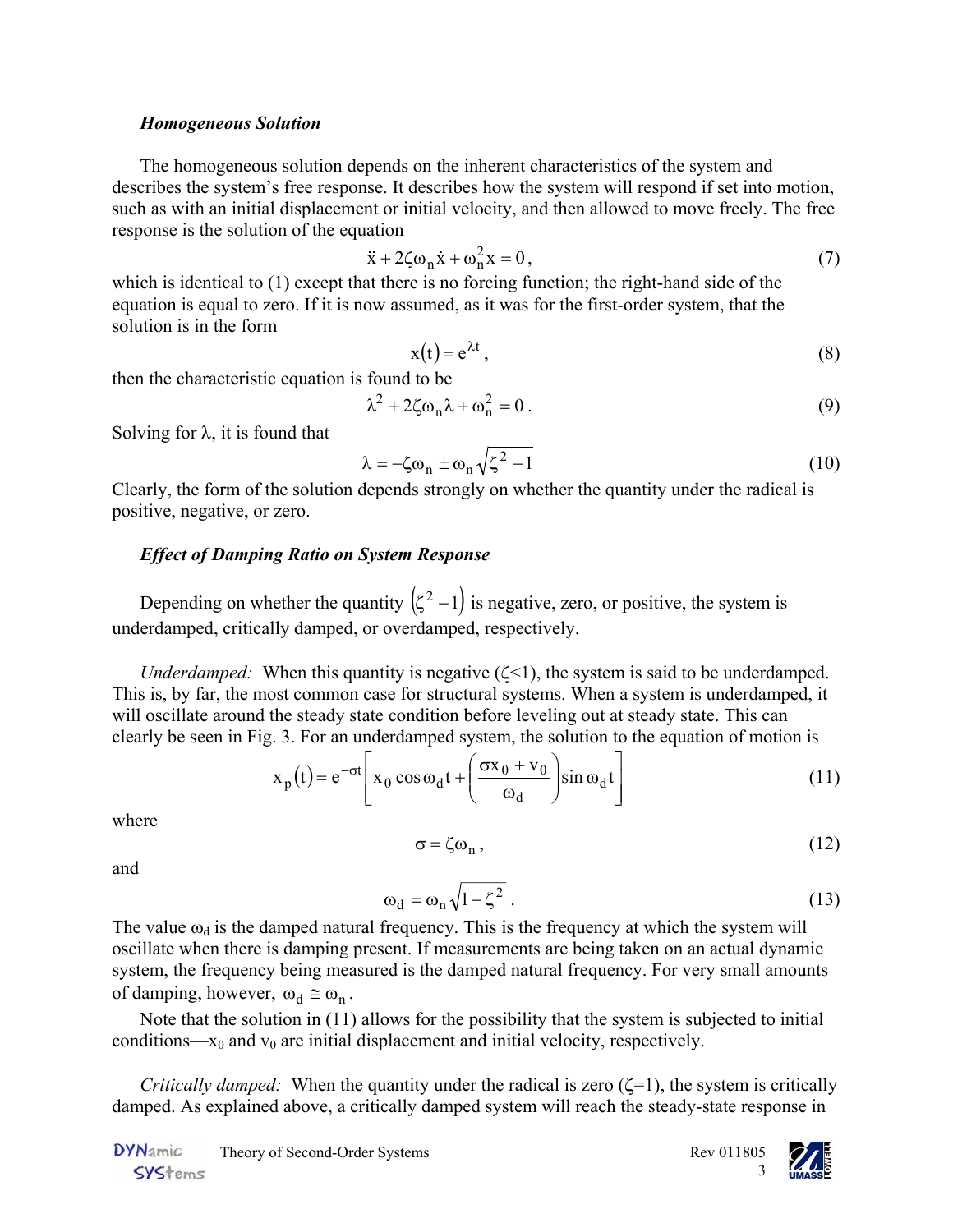### *Homogeneous Solution*

The homogeneous solution depends on the inherent characteristics of the system and describes the system's free response. It describes how the system will respond if set into motion, such as with an initial displacement or initial velocity, and then allowed to move freely. The free response is the solution of the equation

$$\ddot{x} + 2\zeta\omega_n\dot{x} + \omega_n^2 x = 0\,, \tag{7}$$

which is identical to (1) except that there is no forcing function; the right-hand side of the equation is equal to zero. If it is now assumed, as it was for the first-order system, that the solution is in the form

$$x(t) = e^{\lambda t}\,, \tag{8}$$

then the characteristic equation is found to be

$$\lambda^2 + 2\zeta\omega_n\lambda + \omega_n^2 = 0\,. \tag{9}$$

Solving for $\lambda$, it is found that

$$\lambda = -\zeta\omega_n \pm \omega_n\sqrt{\zeta^2 - 1} \tag{10}$$

Clearly, the form of the solution depends strongly on whether the quantity under the radical is positive, negative, or zero.

### *Effect of Damping Ratio on System Response*

Depending on whether the quantity $\left(\zeta^2 - 1\right)$ is negative, zero, or positive, the system is underdamped, critically damped, or overdamped, respectively.

*Underdamped:* When this quantity is negative ($\zeta$<1), the system is said to be underdamped. This is, by far, the most common case for structural systems. When a system is underdamped, it will oscillate around the steady state condition before leveling out at steady state. This can clearly be seen in Fig. 3. For an underdamped system, the solution to the equation of motion is

$$x_p(t) = e^{-\sigma t}\left[x_0\cos\omega_d t + \left(\frac{\sigma x_0 + v_0}{\omega_d}\right)\sin\omega_d t\right] \tag{11}$$

where

$$\sigma = \zeta\omega_n\,, \tag{12}$$

and

$$\omega_d = \omega_n\sqrt{1-\zeta^2}\,. \tag{13}$$

The value $\omega_d$ is the damped natural frequency. This is the frequency at which the system will oscillate when there is damping present. If measurements are being taken on an actual dynamic system, the frequency being measured is the damped natural frequency. For very small amounts of damping, however, $\omega_d \cong \omega_n$.

Note that the solution in (11) allows for the possibility that the system is subjected to initial conditions—$x_0$ and $v_0$ are initial displacement and initial velocity, respectively.

*Critically damped:* When the quantity under the radical is zero ($\zeta$=1), the system is critically damped. As explained above, a critically damped system will reach the steady-state response in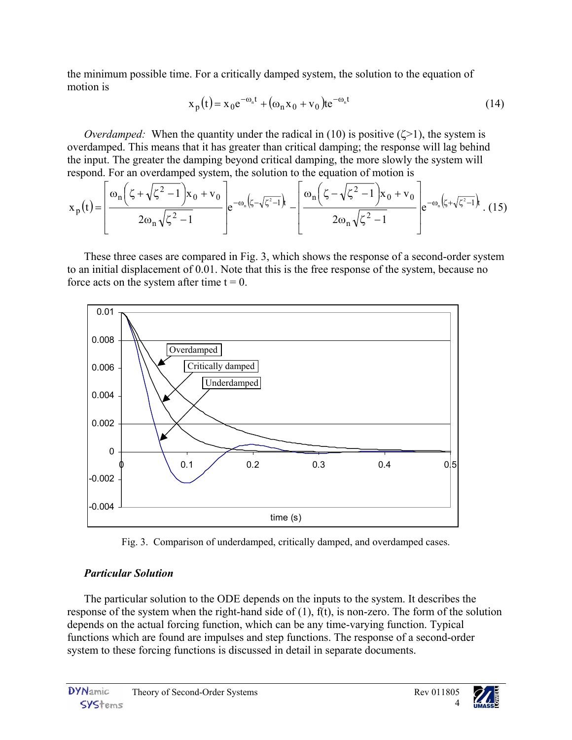the minimum possible time. For a critically damped system, the solution to the equation of motion is

$$x_p(t) = x_0 e^{-\omega_n t} + (\omega_n x_0 + v_0) t e^{-\omega_n t} \tag{14}$$

*Overdamped:* When the quantity under the radical in (10) is positive ($\zeta$>1), the system is overdamped. This means that it has greater than critical damping; the response will lag behind the input. The greater the damping beyond critical damping, the more slowly the system will respond. For an overdamped system, the solution to the equation of motion is

$$x_p(t) = \left[\frac{\omega_n\left(\zeta + \sqrt{\zeta^2 - 1}\right)x_0 + v_0}{2\omega_n\sqrt{\zeta^2 - 1}}\right] e^{-\omega_n\left(\zeta - \sqrt{\zeta^2 - 1}\right)t} - \left[\frac{\omega_n\left(\zeta - \sqrt{\zeta^2 - 1}\right)x_0 + v_0}{2\omega_n\sqrt{\zeta^2 - 1}}\right] e^{-\omega_n\left(\zeta + \sqrt{\zeta^2 - 1}\right)t}. \tag{15}$$

These three cases are compared in Fig. 3, which shows the response of a second-order system to an initial displacement of 0.01. Note that this is the free response of the system, because no force acts on the system after time t = 0.

0.01
0.008
0.006
0.004
0.002
0
-0.002
-0.004
0
0.1
0.2
0.3
0.4
0.5
time (s)
Overdamped
Critically damped
Underdamped

Fig. 3. Comparison of underdamped, critically damped, and overdamped cases.

### *Particular Solution*

The particular solution to the ODE depends on the inputs to the system. It describes the response of the system when the right-hand side of (1), f(t), is non-zero. The form of the solution depends on the actual forcing function, which can be any time-varying function. Typical functions which are found are impulses and step functions. The response of a second-order system to these forcing functions is discussed in detail in separate documents.